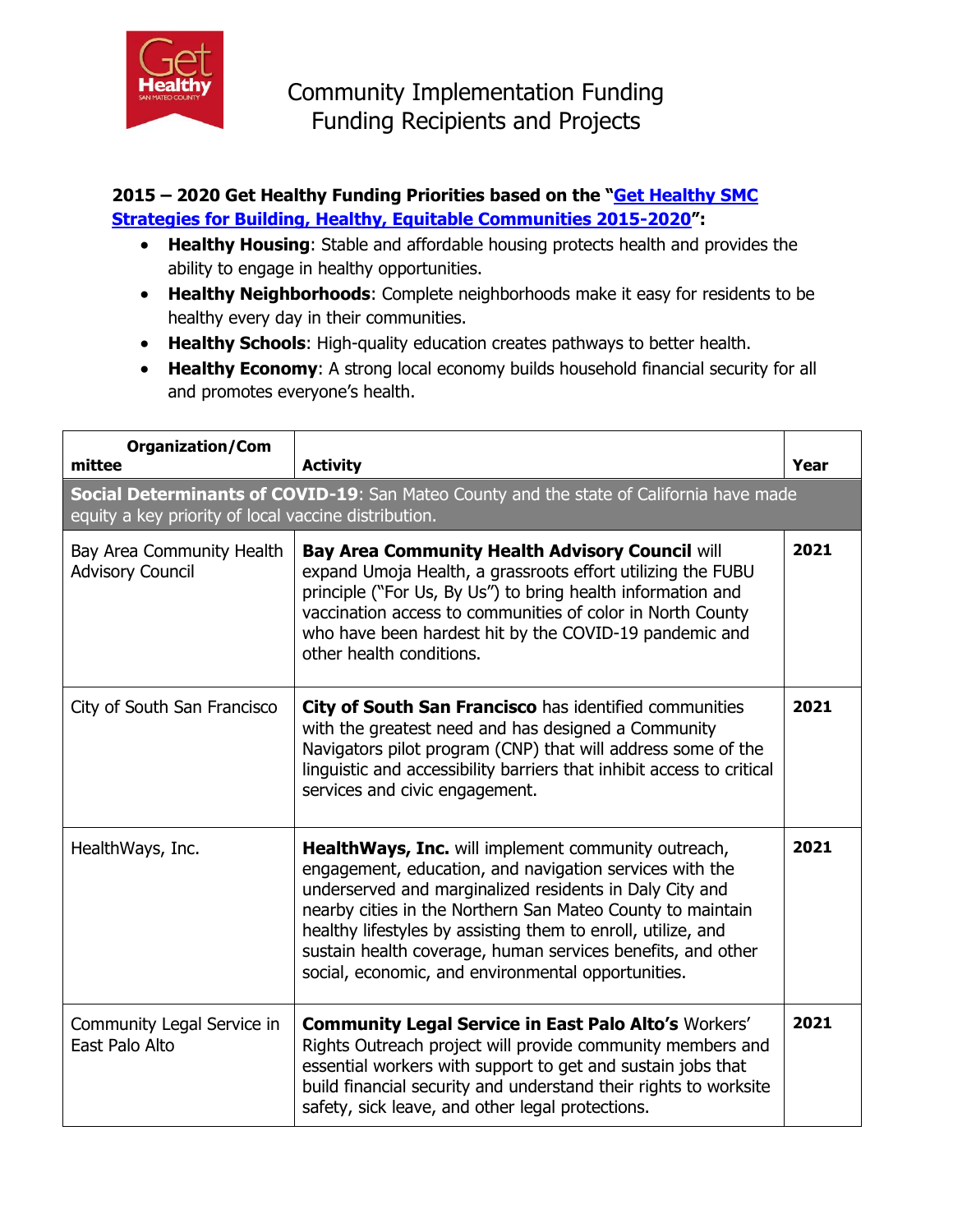# Community Implementation Funding
## Funding Recipients and Projects

**2015 – 2020 Get Healthy Funding Priorities based on the "[Get Healthy SMC Strategies for Building, Healthy, Equitable Communities 2015-2020](#)":**

- **Healthy Housing**: Stable and affordable housing protects health and provides the ability to engage in healthy opportunities.
- **Healthy Neighborhoods**: Complete neighborhoods make it easy for residents to be healthy every day in their communities.
- **Healthy Schools**: High-quality education creates pathways to better health.
- **Healthy Economy**: A strong local economy builds household financial security for all and promotes everyone's health.

| Organization/Committee | Activity | Year |
|---|---|---|
| **Social Determinants of COVID-19**: San Mateo County and the state of California have made equity a key priority of local vaccine distribution. | | |
| Bay Area Community Health Advisory Council | **Bay Area Community Health Advisory Council** will expand Umoja Health, a grassroots effort utilizing the FUBU principle ("For Us, By Us") to bring health information and vaccination access to communities of color in North County who have been hardest hit by the COVID-19 pandemic and other health conditions. | **2021** |
| City of South San Francisco | **City of South San Francisco** has identified communities with the greatest need and has designed a Community Navigators pilot program (CNP) that will address some of the linguistic and accessibility barriers that inhibit access to critical services and civic engagement. | **2021** |
| HealthWays, Inc. | **HealthWays, Inc.** will implement community outreach, engagement, education, and navigation services with the underserved and marginalized residents in Daly City and nearby cities in the Northern San Mateo County to maintain healthy lifestyles by assisting them to enroll, utilize, and sustain health coverage, human services benefits, and other social, economic, and environmental opportunities. | **2021** |
| Community Legal Service in East Palo Alto | **Community Legal Service in East Palo Alto's** Workers' Rights Outreach project will provide community members and essential workers with support to get and sustain jobs that build financial security and understand their rights to worksite safety, sick leave, and other legal protections. | **2021** |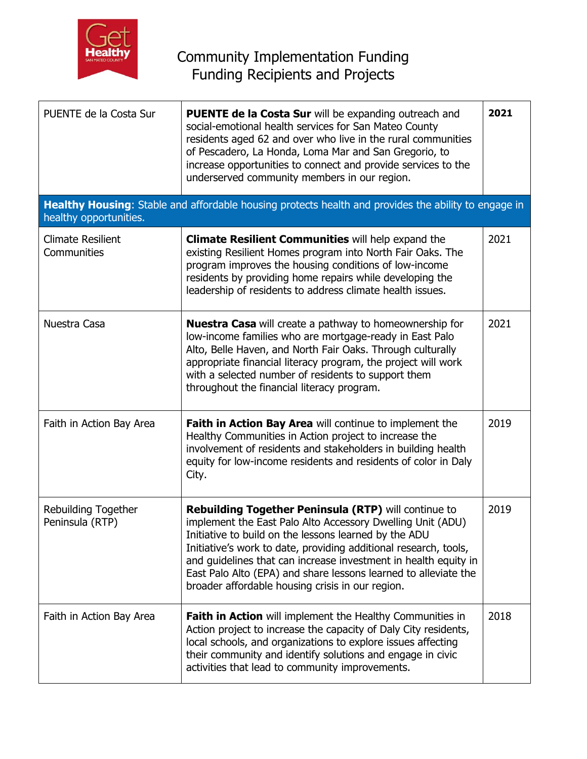# Community Implementation Funding
## Funding Recipients and Projects

| | | |
|---|---|---|
| PUENTE de la Costa Sur | **PUENTE de la Costa Sur** will be expanding outreach and social-emotional health services for San Mateo County residents aged 62 and over who live in the rural communities of Pescadero, La Honda, Loma Mar and San Gregorio, to increase opportunities to connect and provide services to the underserved community members in our region. | **2021** |
| **Healthy Housing**: Stable and affordable housing protects health and provides the ability to engage in healthy opportunities. | | |
| Climate Resilient Communities | **Climate Resilient Communities** will help expand the existing Resilient Homes program into North Fair Oaks. The program improves the housing conditions of low-income residents by providing home repairs while developing the leadership of residents to address climate health issues. | 2021 |
| Nuestra Casa | **Nuestra Casa** will create a pathway to homeownership for low-income families who are mortgage-ready in East Palo Alto, Belle Haven, and North Fair Oaks. Through culturally appropriate financial literacy program, the project will work with a selected number of residents to support them throughout the financial literacy program. | 2021 |
| Faith in Action Bay Area | **Faith in Action Bay Area** will continue to implement the Healthy Communities in Action project to increase the involvement of residents and stakeholders in building health equity for low-income residents and residents of color in Daly City. | 2019 |
| Rebuilding Together Peninsula (RTP) | **Rebuilding Together Peninsula (RTP)** will continue to implement the East Palo Alto Accessory Dwelling Unit (ADU) Initiative to build on the lessons learned by the ADU Initiative's work to date, providing additional research, tools, and guidelines that can increase investment in health equity in East Palo Alto (EPA) and share lessons learned to alleviate the broader affordable housing crisis in our region. | 2019 |
| Faith in Action Bay Area | **Faith in Action** will implement the Healthy Communities in Action project to increase the capacity of Daly City residents, local schools, and organizations to explore issues affecting their community and identify solutions and engage in civic activities that lead to community improvements. | 2018 |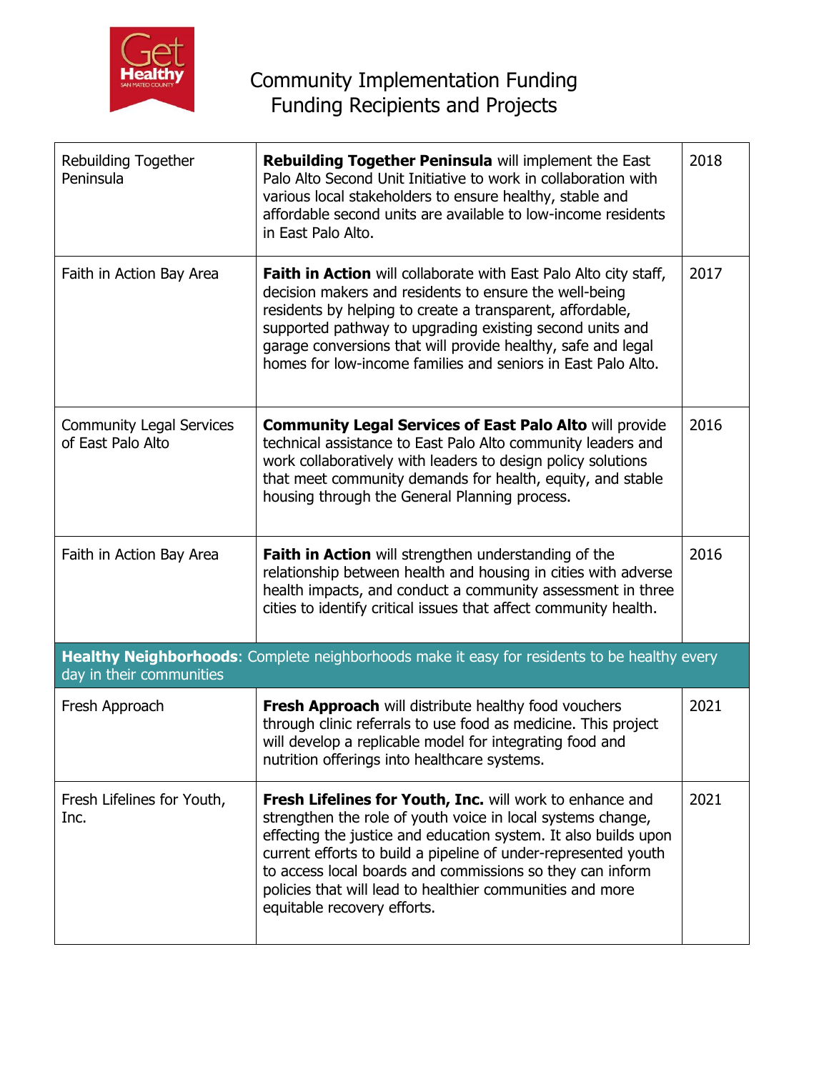# Community Implementation Funding
## Funding Recipients and Projects

| | | |
|---|---|---|
| Rebuilding Together Peninsula | **Rebuilding Together Peninsula** will implement the East Palo Alto Second Unit Initiative to work in collaboration with various local stakeholders to ensure healthy, stable and affordable second units are available to low-income residents in East Palo Alto. | 2018 |
| Faith in Action Bay Area | **Faith in Action** will collaborate with East Palo Alto city staff, decision makers and residents to ensure the well-being residents by helping to create a transparent, affordable, supported pathway to upgrading existing second units and garage conversions that will provide healthy, safe and legal homes for low-income families and seniors in East Palo Alto. | 2017 |
| Community Legal Services of East Palo Alto | **Community Legal Services of East Palo Alto** will provide technical assistance to East Palo Alto community leaders and work collaboratively with leaders to design policy solutions that meet community demands for health, equity, and stable housing through the General Planning process. | 2016 |
| Faith in Action Bay Area | **Faith in Action** will strengthen understanding of the relationship between health and housing in cities with adverse health impacts, and conduct a community assessment in three cities to identify critical issues that affect community health. | 2016 |
| **Healthy Neighborhoods**: Complete neighborhoods make it easy for residents to be healthy every day in their communities | | |
| Fresh Approach | **Fresh Approach** will distribute healthy food vouchers through clinic referrals to use food as medicine. This project will develop a replicable model for integrating food and nutrition offerings into healthcare systems. | 2021 |
| Fresh Lifelines for Youth, Inc. | **Fresh Lifelines for Youth, Inc.** will work to enhance and strengthen the role of youth voice in local systems change, effecting the justice and education system. It also builds upon current efforts to build a pipeline of under-represented youth to access local boards and commissions so they can inform policies that will lead to healthier communities and more equitable recovery efforts. | 2021 |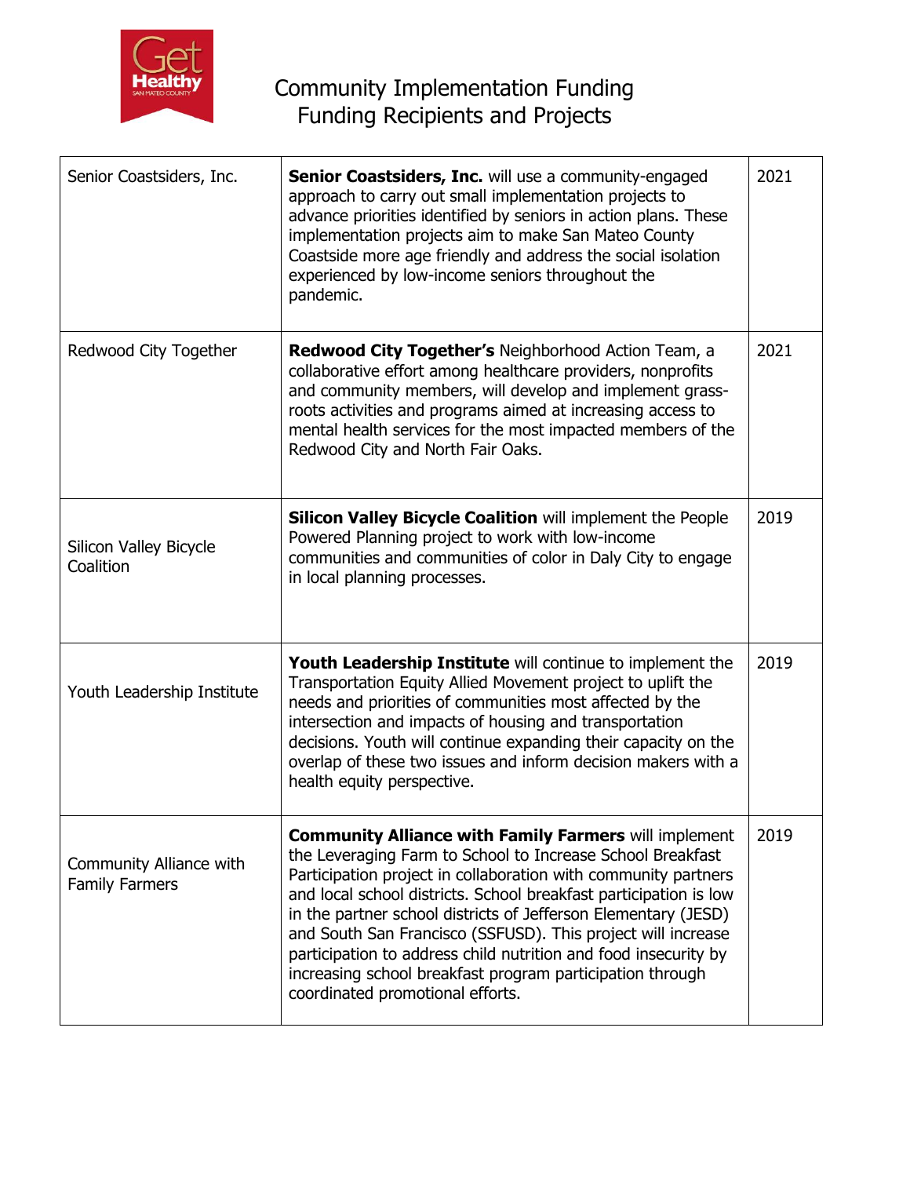# Community Implementation Funding
## Funding Recipients and Projects

| | | |
|---|---|---|
| Senior Coastsiders, Inc. | **Senior Coastsiders, Inc.** will use a community-engaged approach to carry out small implementation projects to advance priorities identified by seniors in action plans. These implementation projects aim to make San Mateo County Coastside more age friendly and address the social isolation experienced by low-income seniors throughout the pandemic. | 2021 |
| Redwood City Together | **Redwood City Together's** Neighborhood Action Team, a collaborative effort among healthcare providers, nonprofits and community members, will develop and implement grass-roots activities and programs aimed at increasing access to mental health services for the most impacted members of the Redwood City and North Fair Oaks. | 2021 |
| Silicon Valley Bicycle Coalition | **Silicon Valley Bicycle Coalition** will implement the People Powered Planning project to work with low-income communities and communities of color in Daly City to engage in local planning processes. | 2019 |
| Youth Leadership Institute | **Youth Leadership Institute** will continue to implement the Transportation Equity Allied Movement project to uplift the needs and priorities of communities most affected by the intersection and impacts of housing and transportation decisions. Youth will continue expanding their capacity on the overlap of these two issues and inform decision makers with a health equity perspective. | 2019 |
| Community Alliance with Family Farmers | **Community Alliance with Family Farmers** will implement the Leveraging Farm to School to Increase School Breakfast Participation project in collaboration with community partners and local school districts. School breakfast participation is low in the partner school districts of Jefferson Elementary (JESD) and South San Francisco (SSFUSD). This project will increase participation to address child nutrition and food insecurity by increasing school breakfast program participation through coordinated promotional efforts. | 2019 |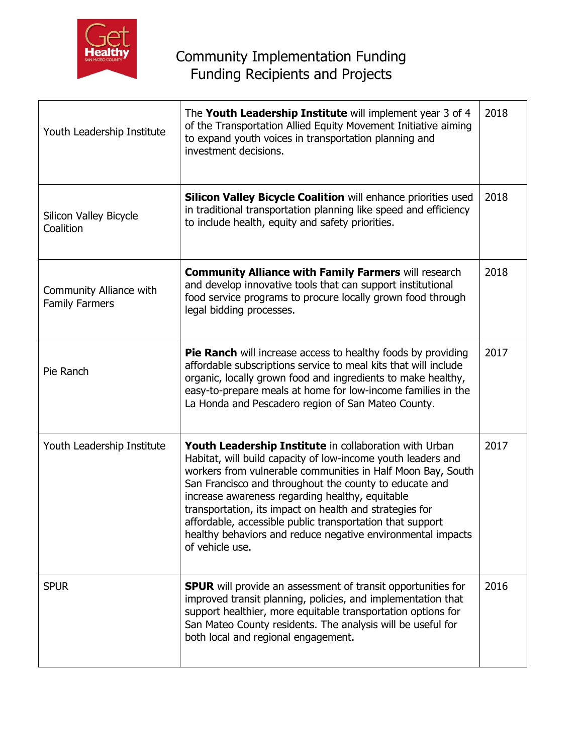# Community Implementation Funding
## Funding Recipients and Projects

| | | |
|---|---|---|
| Youth Leadership Institute | The **Youth Leadership Institute** will implement year 3 of 4 of the Transportation Allied Equity Movement Initiative aiming to expand youth voices in transportation planning and investment decisions. | 2018 |
| Silicon Valley Bicycle Coalition | **Silicon Valley Bicycle Coalition** will enhance priorities used in traditional transportation planning like speed and efficiency to include health, equity and safety priorities. | 2018 |
| Community Alliance with Family Farmers | **Community Alliance with Family Farmers** will research and develop innovative tools that can support institutional food service programs to procure locally grown food through legal bidding processes. | 2018 |
| Pie Ranch | **Pie Ranch** will increase access to healthy foods by providing affordable subscriptions service to meal kits that will include organic, locally grown food and ingredients to make healthy, easy-to-prepare meals at home for low-income families in the La Honda and Pescadero region of San Mateo County. | 2017 |
| Youth Leadership Institute | **Youth Leadership Institute** in collaboration with Urban Habitat, will build capacity of low-income youth leaders and workers from vulnerable communities in Half Moon Bay, South San Francisco and throughout the county to educate and increase awareness regarding healthy, equitable transportation, its impact on health and strategies for affordable, accessible public transportation that support healthy behaviors and reduce negative environmental impacts of vehicle use. | 2017 |
| SPUR | **SPUR** will provide an assessment of transit opportunities for improved transit planning, policies, and implementation that support healthier, more equitable transportation options for San Mateo County residents. The analysis will be useful for both local and regional engagement. | 2016 |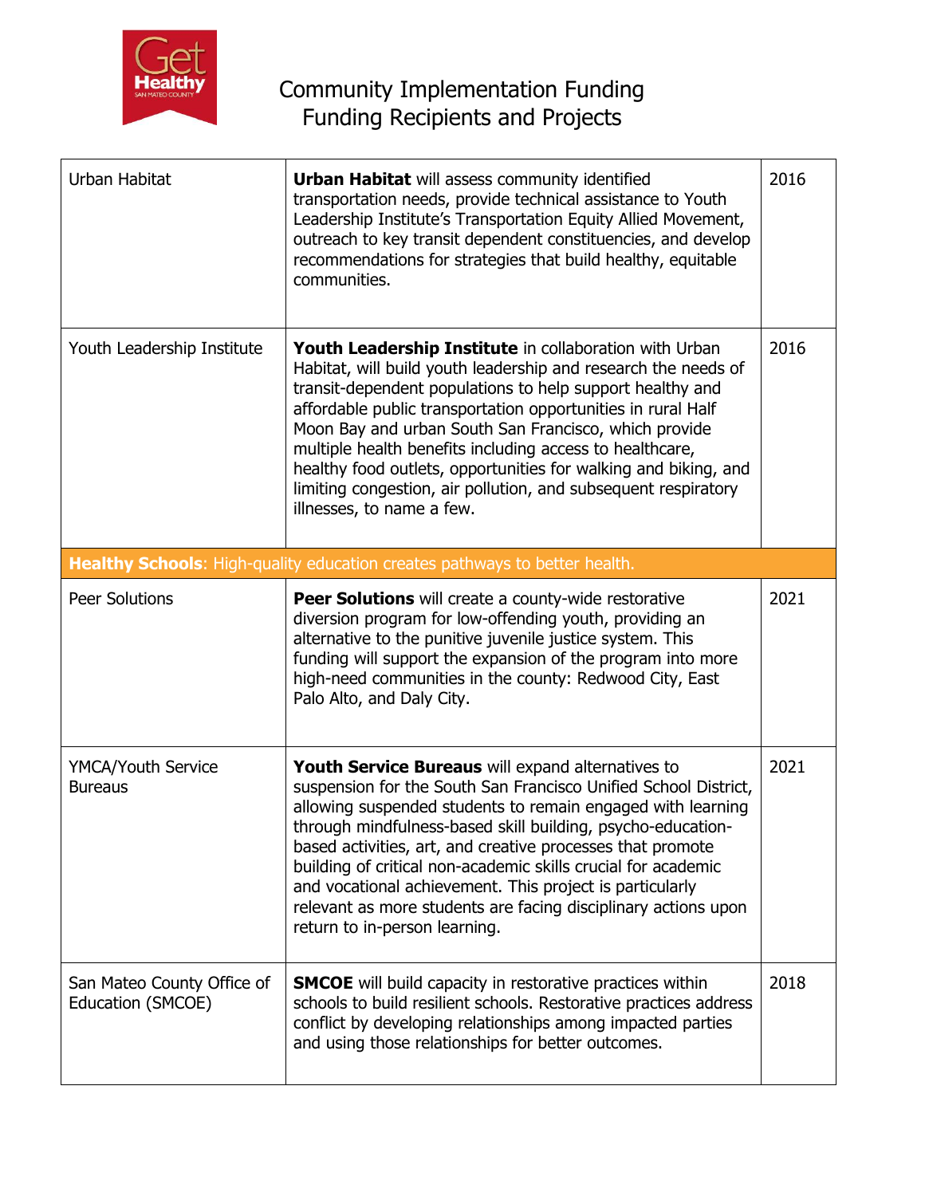# Community Implementation Funding
## Funding Recipients and Projects

| | | |
|---|---|---|
| Urban Habitat | **Urban Habitat** will assess community identified transportation needs, provide technical assistance to Youth Leadership Institute's Transportation Equity Allied Movement, outreach to key transit dependent constituencies, and develop recommendations for strategies that build healthy, equitable communities. | 2016 |
| Youth Leadership Institute | **Youth Leadership Institute** in collaboration with Urban Habitat, will build youth leadership and research the needs of transit-dependent populations to help support healthy and affordable public transportation opportunities in rural Half Moon Bay and urban South San Francisco, which provide multiple health benefits including access to healthcare, healthy food outlets, opportunities for walking and biking, and limiting congestion, air pollution, and subsequent respiratory illnesses, to name a few. | 2016 |
| **Healthy Schools**: High-quality education creates pathways to better health. | | |
| Peer Solutions | **Peer Solutions** will create a county-wide restorative diversion program for low-offending youth, providing an alternative to the punitive juvenile justice system. This funding will support the expansion of the program into more high-need communities in the county: Redwood City, East Palo Alto, and Daly City. | 2021 |
| YMCA/Youth Service Bureaus | **Youth Service Bureaus** will expand alternatives to suspension for the South San Francisco Unified School District, allowing suspended students to remain engaged with learning through mindfulness-based skill building, psycho-education-based activities, art, and creative processes that promote building of critical non-academic skills crucial for academic and vocational achievement. This project is particularly relevant as more students are facing disciplinary actions upon return to in-person learning. | 2021 |
| San Mateo County Office of Education (SMCOE) | **SMCOE** will build capacity in restorative practices within schools to build resilient schools. Restorative practices address conflict by developing relationships among impacted parties and using those relationships for better outcomes. | 2018 |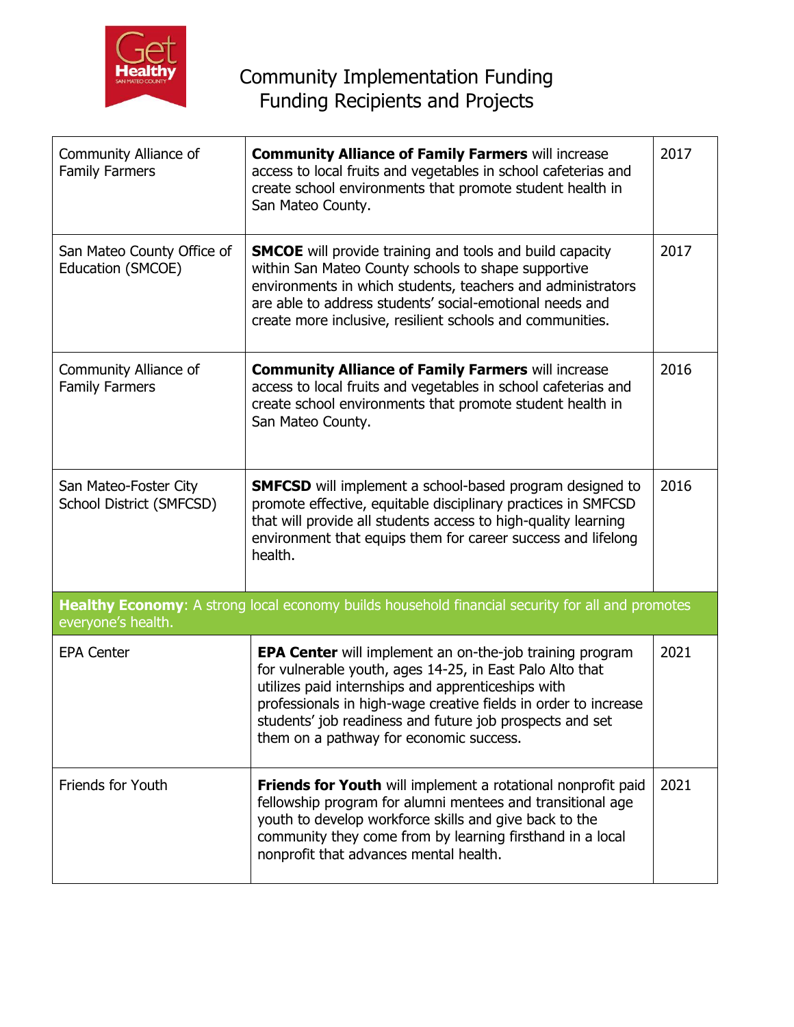# Community Implementation Funding Funding Recipients and Projects

| | | |
|---|---|---|
| Community Alliance of Family Farmers | **Community Alliance of Family Farmers** will increase access to local fruits and vegetables in school cafeterias and create school environments that promote student health in San Mateo County. | 2017 |
| San Mateo County Office of Education (SMCOE) | **SMCOE** will provide training and tools and build capacity within San Mateo County schools to shape supportive environments in which students, teachers and administrators are able to address students' social-emotional needs and create more inclusive, resilient schools and communities. | 2017 |
| Community Alliance of Family Farmers | **Community Alliance of Family Farmers** will increase access to local fruits and vegetables in school cafeterias and create school environments that promote student health in San Mateo County. | 2016 |
| San Mateo-Foster City School District (SMFCSD) | **SMFCSD** will implement a school-based program designed to promote effective, equitable disciplinary practices in SMFCSD that will provide all students access to high-quality learning environment that equips them for career success and lifelong health. | 2016 |
| **Healthy Economy**: A strong local economy builds household financial security for all and promotes everyone's health. | | |
| EPA Center | **EPA Center** will implement an on-the-job training program for vulnerable youth, ages 14-25, in East Palo Alto that utilizes paid internships and apprenticeships with professionals in high-wage creative fields in order to increase students' job readiness and future job prospects and set them on a pathway for economic success. | 2021 |
| Friends for Youth | **Friends for Youth** will implement a rotational nonprofit paid fellowship program for alumni mentees and transitional age youth to develop workforce skills and give back to the community they come from by learning firsthand in a local nonprofit that advances mental health. | 2021 |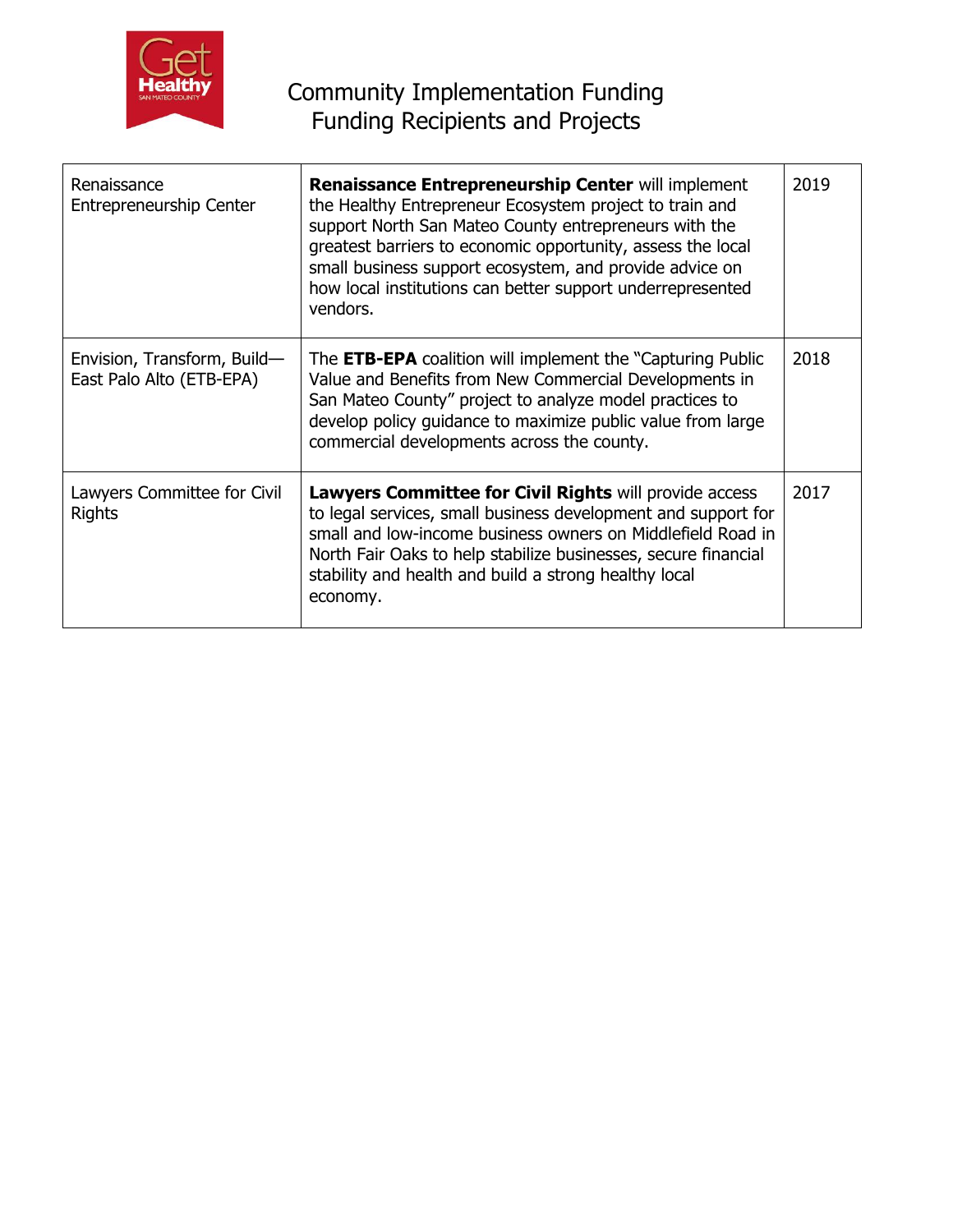# Community Implementation Funding Funding Recipients and Projects

| | | |
|---|---|---|
| Renaissance Entrepreneurship Center | **Renaissance Entrepreneurship Center** will implement the Healthy Entrepreneur Ecosystem project to train and support North San Mateo County entrepreneurs with the greatest barriers to economic opportunity, assess the local small business support ecosystem, and provide advice on how local institutions can better support underrepresented vendors. | 2019 |
| Envision, Transform, Build—East Palo Alto (ETB-EPA) | The **ETB-EPA** coalition will implement the "Capturing Public Value and Benefits from New Commercial Developments in San Mateo County" project to analyze model practices to develop policy guidance to maximize public value from large commercial developments across the county. | 2018 |
| Lawyers Committee for Civil Rights | **Lawyers Committee for Civil Rights** will provide access to legal services, small business development and support for small and low-income business owners on Middlefield Road in North Fair Oaks to help stabilize businesses, secure financial stability and health and build a strong healthy local economy. | 2017 |